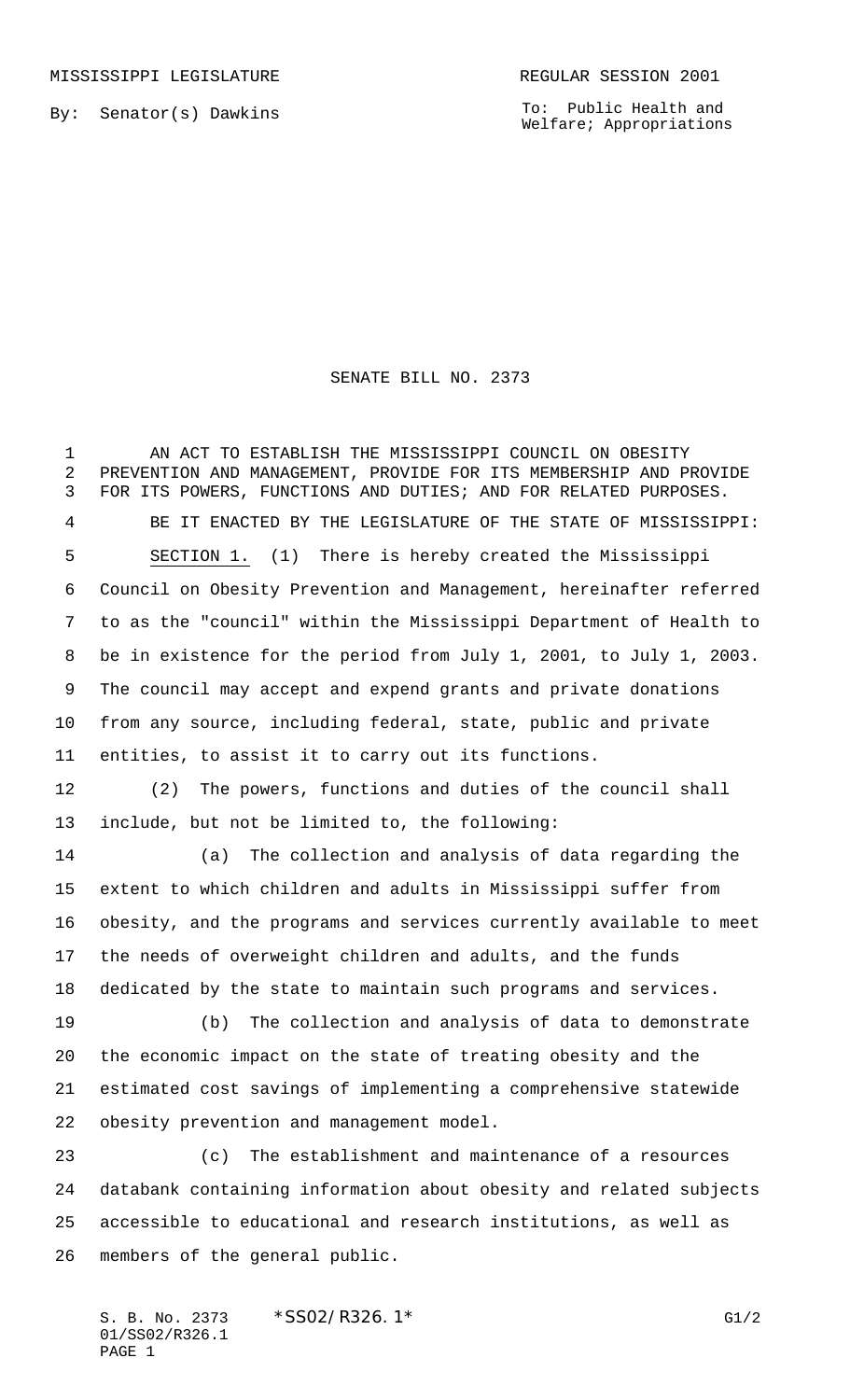MISSISSIPPI LEGISLATURE REGULAR SESSION 2001

By: Senator(s) Dawkins

To: Public Health and Welfare; Appropriations

# SENATE BILL NO. 2373

AN ACT TO ESTABLISH THE MISSISSIPPI COUNCIL ON OBESITY PREVENTION AND MANAGEMENT, PROVIDE FOR ITS MEMBERSHIP AND PROVIDE FOR ITS POWERS, FUNCTIONS AND DUTIES; AND FOR RELATED PURPOSES.

BE IT ENACTED BY THE LEGISLATURE OF THE STATE OF MISSISSIPPI:

SECTION 1. (1) There is hereby created the Mississippi Council on Obesity Prevention and Management, hereinafter referred to as the "council" within the Mississippi Department of Health to be in existence for the period from July 1, 2001, to July 1, 2003. The council may accept and expend grants and private donations from any source, including federal, state, public and private entities, to assist it to carry out its functions.

(2) The powers, functions and duties of the council shall include, but not be limited to, the following:

(a) The collection and analysis of data regarding the extent to which children and adults in Mississippi suffer from obesity, and the programs and services currently available to meet the needs of overweight children and adults, and the funds dedicated by the state to maintain such programs and services.

(b) The collection and analysis of data to demonstrate the economic impact on the state of treating obesity and the estimated cost savings of implementing a comprehensive statewide obesity prevention and management model.

(c) The establishment and maintenance of a resources databank containing information about obesity and related subjects accessible to educational and research institutions, as well as members of the general public.

S. B. No. 2373 *SS02/R326.1* G1/2
01/SS02/R326.1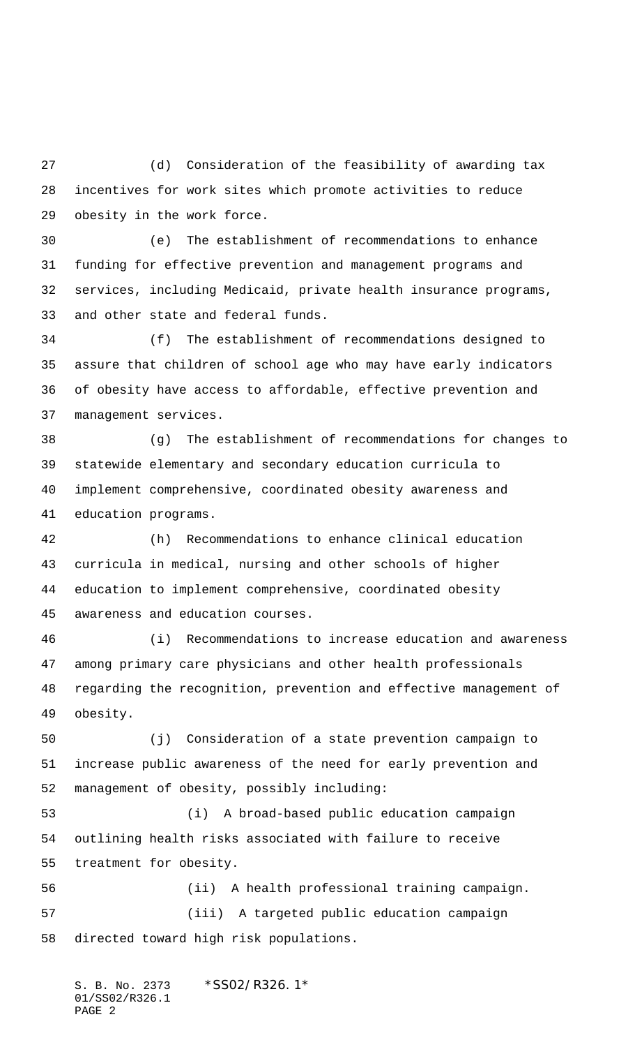(d) Consideration of the feasibility of awarding tax incentives for work sites which promote activities to reduce obesity in the work force.

(e) The establishment of recommendations to enhance funding for effective prevention and management programs and services, including Medicaid, private health insurance programs, and other state and federal funds.

(f) The establishment of recommendations designed to assure that children of school age who may have early indicators of obesity have access to affordable, effective prevention and management services.

(g) The establishment of recommendations for changes to statewide elementary and secondary education curricula to implement comprehensive, coordinated obesity awareness and education programs.

(h) Recommendations to enhance clinical education curricula in medical, nursing and other schools of higher education to implement comprehensive, coordinated obesity awareness and education courses.

(i) Recommendations to increase education and awareness among primary care physicians and other health professionals regarding the recognition, prevention and effective management of obesity.

(j) Consideration of a state prevention campaign to increase public awareness of the need for early prevention and management of obesity, possibly including:

(i) A broad-based public education campaign outlining health risks associated with failure to receive treatment for obesity.

(ii) A health professional training campaign.

(iii) A targeted public education campaign directed toward high risk populations.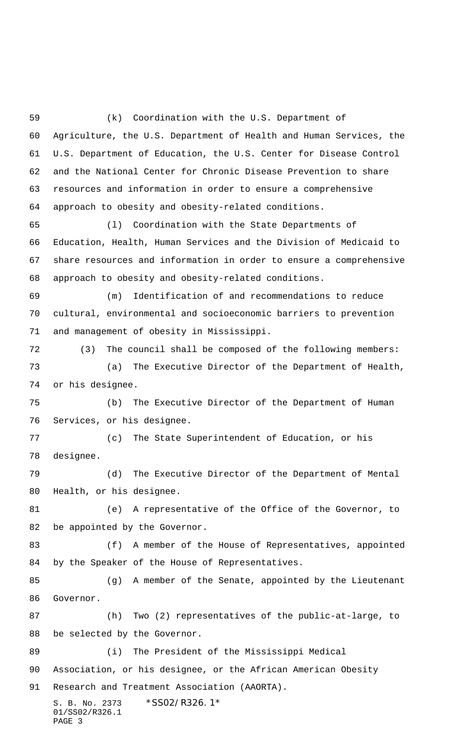(k) Coordination with the U.S. Department of Agriculture, the U.S. Department of Health and Human Services, the U.S. Department of Education, the U.S. Center for Disease Control and the National Center for Chronic Disease Prevention to share resources and information in order to ensure a comprehensive approach to obesity and obesity-related conditions.

(l) Coordination with the State Departments of Education, Health, Human Services and the Division of Medicaid to share resources and information in order to ensure a comprehensive approach to obesity and obesity-related conditions.

(m) Identification of and recommendations to reduce cultural, environmental and socioeconomic barriers to prevention and management of obesity in Mississippi.

(3) The council shall be composed of the following members:

(a) The Executive Director of the Department of Health, or his designee.

(b) The Executive Director of the Department of Human Services, or his designee.

(c) The State Superintendent of Education, or his designee.

(d) The Executive Director of the Department of Mental Health, or his designee.

(e) A representative of the Office of the Governor, to be appointed by the Governor.

(f) A member of the House of Representatives, appointed by the Speaker of the House of Representatives.

(g) A member of the Senate, appointed by the Lieutenant Governor.

(h) Two (2) representatives of the public-at-large, to be selected by the Governor.

(i) The President of the Mississippi Medical Association, or his designee, or the African American Obesity Research and Treatment Association (AAORTA).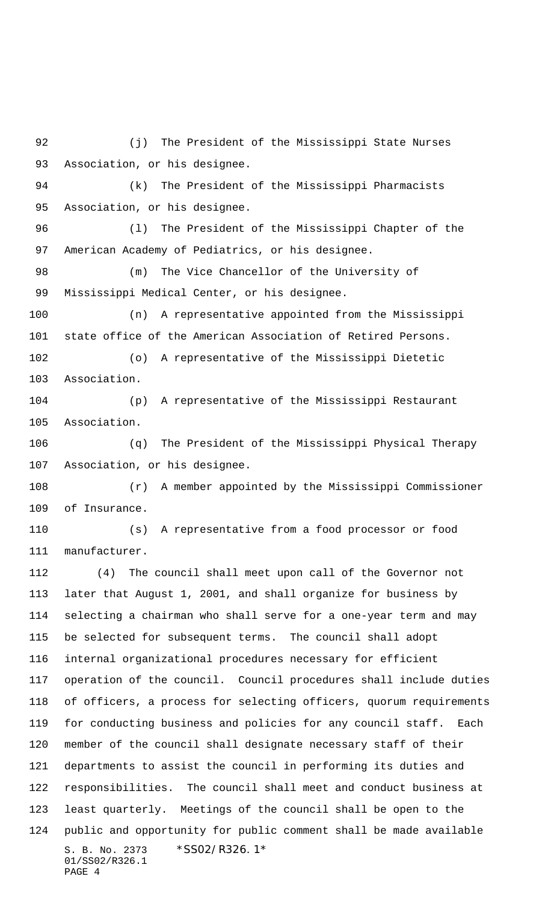(j) The President of the Mississippi State Nurses Association, or his designee.

(k) The President of the Mississippi Pharmacists Association, or his designee.

(l) The President of the Mississippi Chapter of the American Academy of Pediatrics, or his designee.

(m) The Vice Chancellor of the University of Mississippi Medical Center, or his designee.

(n) A representative appointed from the Mississippi state office of the American Association of Retired Persons.

(o) A representative of the Mississippi Dietetic Association.

(p) A representative of the Mississippi Restaurant Association.

(q) The President of the Mississippi Physical Therapy Association, or his designee.

(r) A member appointed by the Mississippi Commissioner of Insurance.

(s) A representative from a food processor or food manufacturer.

(4) The council shall meet upon call of the Governor not later that August 1, 2001, and shall organize for business by selecting a chairman who shall serve for a one-year term and may be selected for subsequent terms. The council shall adopt internal organizational procedures necessary for efficient operation of the council. Council procedures shall include duties of officers, a process for selecting officers, quorum requirements for conducting business and policies for any council staff. Each member of the council shall designate necessary staff of their departments to assist the council in performing its duties and responsibilities. The council shall meet and conduct business at least quarterly. Meetings of the council shall be open to the public and opportunity for public comment shall be made available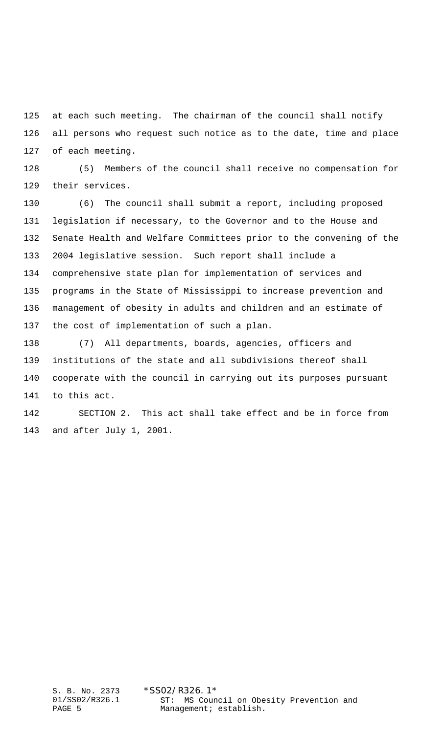at each such meeting. The chairman of the council shall notify all persons who request such notice as to the date, time and place of each meeting.

(5) Members of the council shall receive no compensation for their services.

(6) The council shall submit a report, including proposed legislation if necessary, to the Governor and to the House and Senate Health and Welfare Committees prior to the convening of the 2004 legislative session. Such report shall include a comprehensive state plan for implementation of services and programs in the State of Mississippi to increase prevention and management of obesity in adults and children and an estimate of the cost of implementation of such a plan.

(7) All departments, boards, agencies, officers and institutions of the state and all subdivisions thereof shall cooperate with the council in carrying out its purposes pursuant to this act.

SECTION 2. This act shall take effect and be in force from and after July 1, 2001.

ST: MS Council on Obesity Prevention and Management; establish.